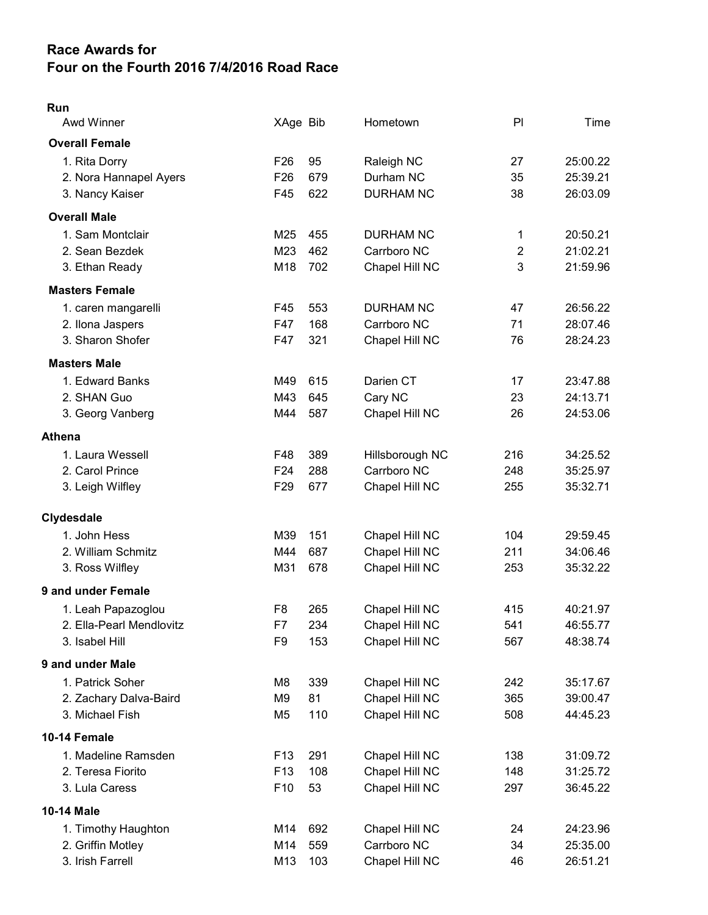# Race Awards for
# Four on the Fourth 2016 7/4/2016 Road Race

**Run**

| Awd Winner | XAge | Bib | Hometown | Pl | Time |
|---|---|---|---|---|---|
| **Overall Female** | | | | | |
| 1. Rita Dorry | F26 | 95 | Raleigh NC | 27 | 25:00.22 |
| 2. Nora Hannapel Ayers | F26 | 679 | Durham NC | 35 | 25:39.21 |
| 3. Nancy Kaiser | F45 | 622 | DURHAM NC | 38 | 26:03.09 |
| **Overall Male** | | | | | |
| 1. Sam Montclair | M25 | 455 | DURHAM NC | 1 | 20:50.21 |
| 2. Sean Bezdek | M23 | 462 | Carrboro NC | 2 | 21:02.21 |
| 3. Ethan Ready | M18 | 702 | Chapel Hill NC | 3 | 21:59.96 |
| **Masters Female** | | | | | |
| 1. caren mangarelli | F45 | 553 | DURHAM NC | 47 | 26:56.22 |
| 2. Ilona Jaspers | F47 | 168 | Carrboro NC | 71 | 28:07.46 |
| 3. Sharon Shofer | F47 | 321 | Chapel Hill NC | 76 | 28:24.23 |
| **Masters Male** | | | | | |
| 1. Edward Banks | M49 | 615 | Darien CT | 17 | 23:47.88 |
| 2. SHAN Guo | M43 | 645 | Cary NC | 23 | 24:13.71 |
| 3. Georg Vanberg | M44 | 587 | Chapel Hill NC | 26 | 24:53.06 |
| **Athena** | | | | | |
| 1. Laura Wessell | F48 | 389 | Hillsborough NC | 216 | 34:25.52 |
| 2. Carol Prince | F24 | 288 | Carrboro NC | 248 | 35:25.97 |
| 3. Leigh Wilfley | F29 | 677 | Chapel Hill NC | 255 | 35:32.71 |
| **Clydesdale** | | | | | |
| 1. John Hess | M39 | 151 | Chapel Hill NC | 104 | 29:59.45 |
| 2. William Schmitz | M44 | 687 | Chapel Hill NC | 211 | 34:06.46 |
| 3. Ross Wilfley | M31 | 678 | Chapel Hill NC | 253 | 35:32.22 |
| **9 and under Female** | | | | | |
| 1. Leah Papazoglou | F8 | 265 | Chapel Hill NC | 415 | 40:21.97 |
| 2. Ella-Pearl Mendlovitz | F7 | 234 | Chapel Hill NC | 541 | 46:55.77 |
| 3. Isabel Hill | F9 | 153 | Chapel Hill NC | 567 | 48:38.74 |
| **9 and under Male** | | | | | |
| 1. Patrick Soher | M8 | 339 | Chapel Hill NC | 242 | 35:17.67 |
| 2. Zachary Dalva-Baird | M9 | 81 | Chapel Hill NC | 365 | 39:00.47 |
| 3. Michael Fish | M5 | 110 | Chapel Hill NC | 508 | 44:45.23 |
| **10-14 Female** | | | | | |
| 1. Madeline Ramsden | F13 | 291 | Chapel Hill NC | 138 | 31:09.72 |
| 2. Teresa Fiorito | F13 | 108 | Chapel Hill NC | 148 | 31:25.72 |
| 3. Lula Caress | F10 | 53 | Chapel Hill NC | 297 | 36:45.22 |
| **10-14 Male** | | | | | |
| 1. Timothy Haughton | M14 | 692 | Chapel Hill NC | 24 | 24:23.96 |
| 2. Griffin Motley | M14 | 559 | Carrboro NC | 34 | 25:35.00 |
| 3. Irish Farrell | M13 | 103 | Chapel Hill NC | 46 | 26:51.21 |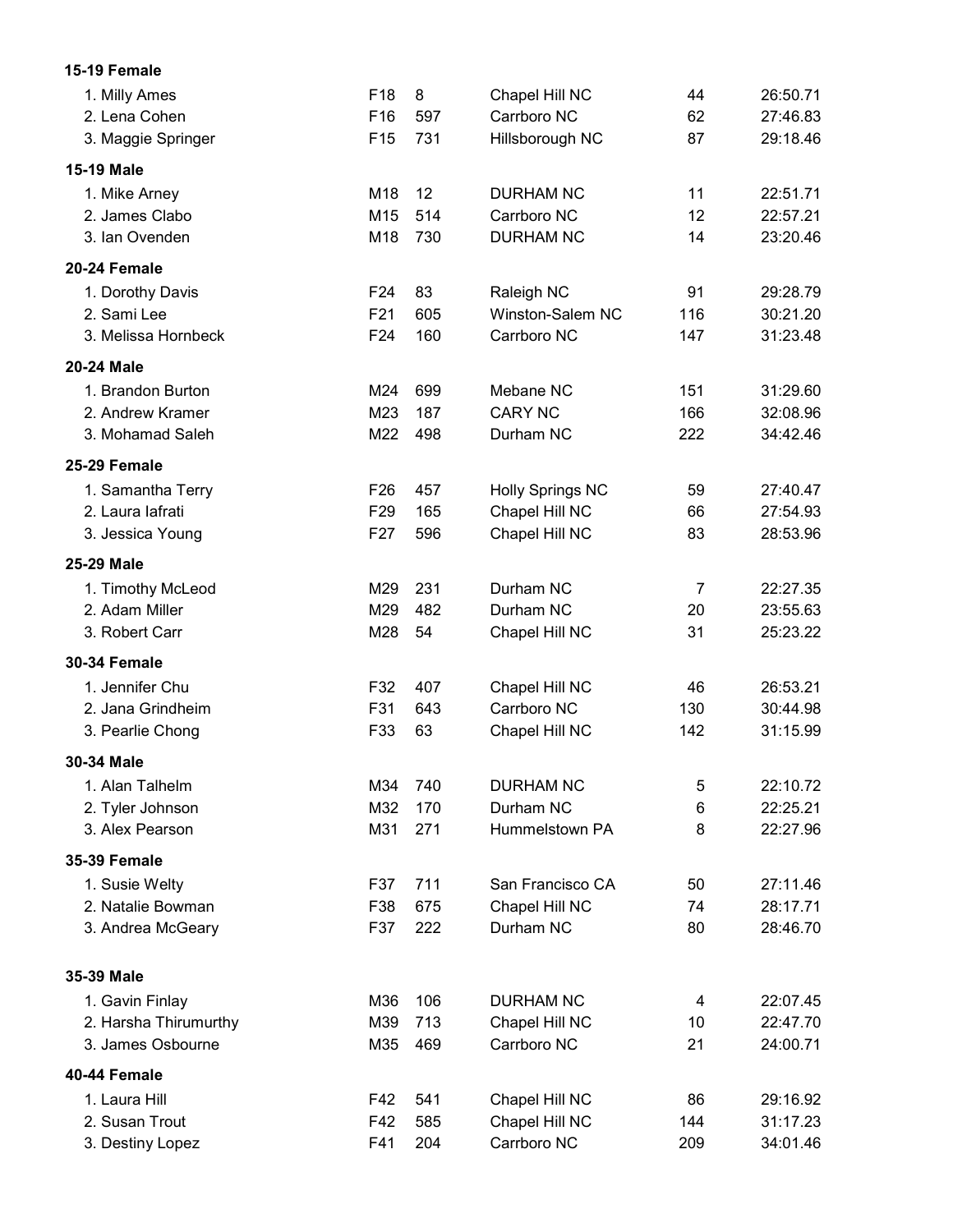**15-19 Female**

| | | | | | |
|---|---|---|---|---|---|
| 1. Milly Ames | F18 | 8 | Chapel Hill NC | 44 | 26:50.71 |
| 2. Lena Cohen | F16 | 597 | Carrboro NC | 62 | 27:46.83 |
| 3. Maggie Springer | F15 | 731 | Hillsborough NC | 87 | 29:18.46 |

**15-19 Male**

| | | | | | |
|---|---|---|---|---|---|
| 1. Mike Arney | M18 | 12 | DURHAM NC | 11 | 22:51.71 |
| 2. James Clabo | M15 | 514 | Carrboro NC | 12 | 22:57.21 |
| 3. Ian Ovenden | M18 | 730 | DURHAM NC | 14 | 23:20.46 |

**20-24 Female**

| | | | | | |
|---|---|---|---|---|---|
| 1. Dorothy Davis | F24 | 83 | Raleigh NC | 91 | 29:28.79 |
| 2. Sami Lee | F21 | 605 | Winston-Salem NC | 116 | 30:21.20 |
| 3. Melissa Hornbeck | F24 | 160 | Carrboro NC | 147 | 31:23.48 |

**20-24 Male**

| | | | | | |
|---|---|---|---|---|---|
| 1. Brandon Burton | M24 | 699 | Mebane NC | 151 | 31:29.60 |
| 2. Andrew Kramer | M23 | 187 | CARY NC | 166 | 32:08.96 |
| 3. Mohamad Saleh | M22 | 498 | Durham NC | 222 | 34:42.46 |

**25-29 Female**

| | | | | | |
|---|---|---|---|---|---|
| 1. Samantha Terry | F26 | 457 | Holly Springs NC | 59 | 27:40.47 |
| 2. Laura Iafrati | F29 | 165 | Chapel Hill NC | 66 | 27:54.93 |
| 3. Jessica Young | F27 | 596 | Chapel Hill NC | 83 | 28:53.96 |

**25-29 Male**

| | | | | | |
|---|---|---|---|---|---|
| 1. Timothy McLeod | M29 | 231 | Durham NC | 7 | 22:27.35 |
| 2. Adam Miller | M29 | 482 | Durham NC | 20 | 23:55.63 |
| 3. Robert Carr | M28 | 54 | Chapel Hill NC | 31 | 25:23.22 |

**30-34 Female**

| | | | | | |
|---|---|---|---|---|---|
| 1. Jennifer Chu | F32 | 407 | Chapel Hill NC | 46 | 26:53.21 |
| 2. Jana Grindheim | F31 | 643 | Carrboro NC | 130 | 30:44.98 |
| 3. Pearlie Chong | F33 | 63 | Chapel Hill NC | 142 | 31:15.99 |

**30-34 Male**

| | | | | | |
|---|---|---|---|---|---|
| 1. Alan Talhelm | M34 | 740 | DURHAM NC | 5 | 22:10.72 |
| 2. Tyler Johnson | M32 | 170 | Durham NC | 6 | 22:25.21 |
| 3. Alex Pearson | M31 | 271 | Hummelstown PA | 8 | 22:27.96 |

**35-39 Female**

| | | | | | |
|---|---|---|---|---|---|
| 1. Susie Welty | F37 | 711 | San Francisco CA | 50 | 27:11.46 |
| 2. Natalie Bowman | F38 | 675 | Chapel Hill NC | 74 | 28:17.71 |
| 3. Andrea McGeary | F37 | 222 | Durham NC | 80 | 28:46.70 |

**35-39 Male**

| | | | | | |
|---|---|---|---|---|---|
| 1. Gavin Finlay | M36 | 106 | DURHAM NC | 4 | 22:07.45 |
| 2. Harsha Thirumurthy | M39 | 713 | Chapel Hill NC | 10 | 22:47.70 |
| 3. James Osbourne | M35 | 469 | Carrboro NC | 21 | 24:00.71 |

**40-44 Female**

| | | | | | |
|---|---|---|---|---|---|
| 1. Laura Hill | F42 | 541 | Chapel Hill NC | 86 | 29:16.92 |
| 2. Susan Trout | F42 | 585 | Chapel Hill NC | 144 | 31:17.23 |
| 3. Destiny Lopez | F41 | 204 | Carrboro NC | 209 | 34:01.46 |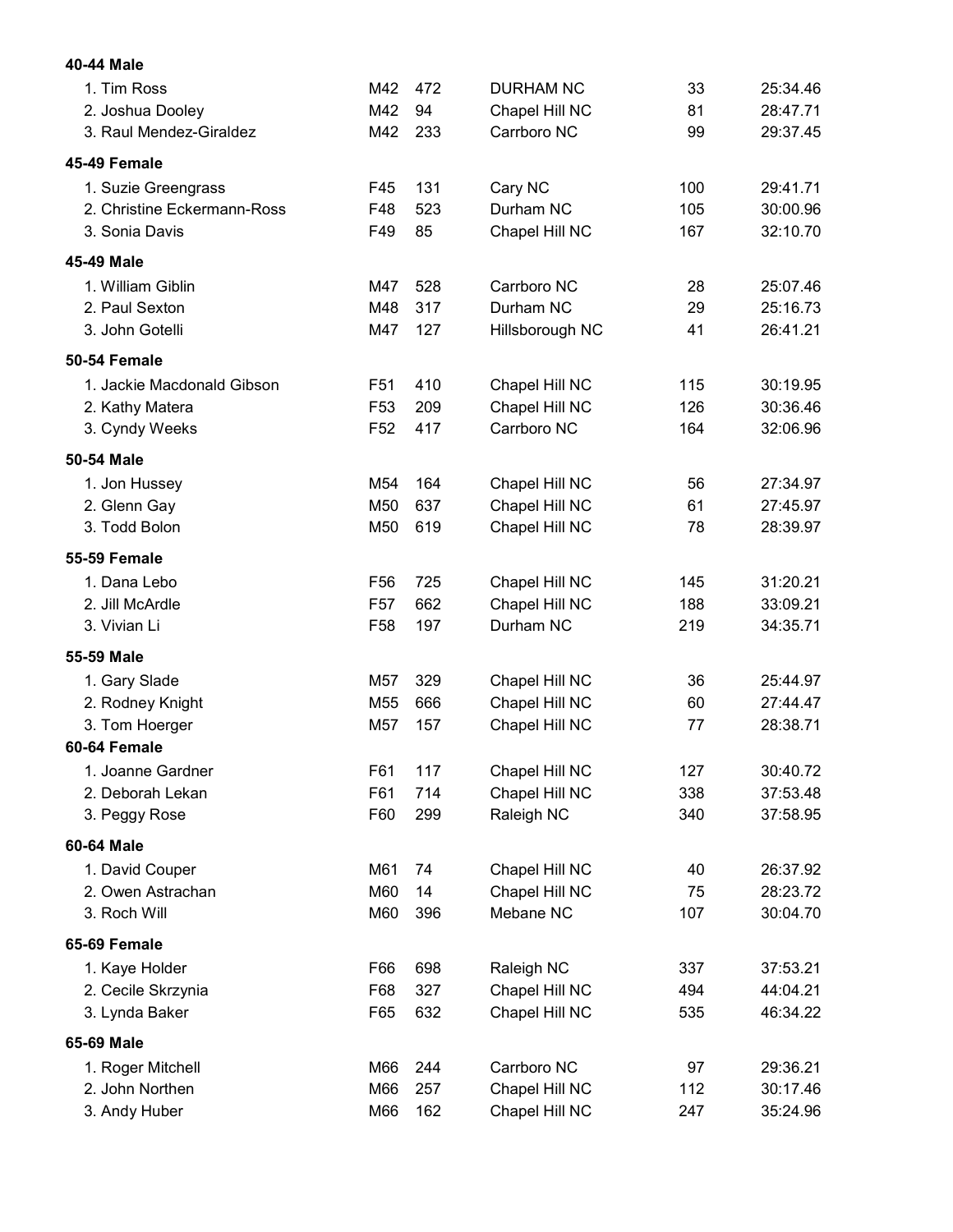**40-44 Male**

| | | | | | |
|---|---|---|---|---|---|
| 1. Tim Ross | M42 | 472 | DURHAM NC | 33 | 25:34.46 |
| 2. Joshua Dooley | M42 | 94 | Chapel Hill NC | 81 | 28:47.71 |
| 3. Raul Mendez-Giraldez | M42 | 233 | Carrboro NC | 99 | 29:37.45 |

**45-49 Female**

| | | | | | |
|---|---|---|---|---|---|
| 1. Suzie Greengrass | F45 | 131 | Cary NC | 100 | 29:41.71 |
| 2. Christine Eckermann-Ross | F48 | 523 | Durham NC | 105 | 30:00.96 |
| 3. Sonia Davis | F49 | 85 | Chapel Hill NC | 167 | 32:10.70 |

**45-49 Male**

| | | | | | |
|---|---|---|---|---|---|
| 1. William Giblin | M47 | 528 | Carrboro NC | 28 | 25:07.46 |
| 2. Paul Sexton | M48 | 317 | Durham NC | 29 | 25:16.73 |
| 3. John Gotelli | M47 | 127 | Hillsborough NC | 41 | 26:41.21 |

**50-54 Female**

| | | | | | |
|---|---|---|---|---|---|
| 1. Jackie Macdonald Gibson | F51 | 410 | Chapel Hill NC | 115 | 30:19.95 |
| 2. Kathy Matera | F53 | 209 | Chapel Hill NC | 126 | 30:36.46 |
| 3. Cyndy Weeks | F52 | 417 | Carrboro NC | 164 | 32:06.96 |

**50-54 Male**

| | | | | | |
|---|---|---|---|---|---|
| 1. Jon Hussey | M54 | 164 | Chapel Hill NC | 56 | 27:34.97 |
| 2. Glenn Gay | M50 | 637 | Chapel Hill NC | 61 | 27:45.97 |
| 3. Todd Bolon | M50 | 619 | Chapel Hill NC | 78 | 28:39.97 |

**55-59 Female**

| | | | | | |
|---|---|---|---|---|---|
| 1. Dana Lebo | F56 | 725 | Chapel Hill NC | 145 | 31:20.21 |
| 2. Jill McArdle | F57 | 662 | Chapel Hill NC | 188 | 33:09.21 |
| 3. Vivian Li | F58 | 197 | Durham NC | 219 | 34:35.71 |

**55-59 Male**

| | | | | | |
|---|---|---|---|---|---|
| 1. Gary Slade | M57 | 329 | Chapel Hill NC | 36 | 25:44.97 |
| 2. Rodney Knight | M55 | 666 | Chapel Hill NC | 60 | 27:44.47 |
| 3. Tom Hoerger | M57 | 157 | Chapel Hill NC | 77 | 28:38.71 |

**60-64 Female**

| | | | | | |
|---|---|---|---|---|---|
| 1. Joanne Gardner | F61 | 117 | Chapel Hill NC | 127 | 30:40.72 |
| 2. Deborah Lekan | F61 | 714 | Chapel Hill NC | 338 | 37:53.48 |
| 3. Peggy Rose | F60 | 299 | Raleigh NC | 340 | 37:58.95 |

**60-64 Male**

| | | | | | |
|---|---|---|---|---|---|
| 1. David Couper | M61 | 74 | Chapel Hill NC | 40 | 26:37.92 |
| 2. Owen Astrachan | M60 | 14 | Chapel Hill NC | 75 | 28:23.72 |
| 3. Roch Will | M60 | 396 | Mebane NC | 107 | 30:04.70 |

**65-69 Female**

| | | | | | |
|---|---|---|---|---|---|
| 1. Kaye Holder | F66 | 698 | Raleigh NC | 337 | 37:53.21 |
| 2. Cecile Skrzynia | F68 | 327 | Chapel Hill NC | 494 | 44:04.21 |
| 3. Lynda Baker | F65 | 632 | Chapel Hill NC | 535 | 46:34.22 |

**65-69 Male**

| | | | | | |
|---|---|---|---|---|---|
| 1. Roger Mitchell | M66 | 244 | Carrboro NC | 97 | 29:36.21 |
| 2. John Northen | M66 | 257 | Chapel Hill NC | 112 | 30:17.46 |
| 3. Andy Huber | M66 | 162 | Chapel Hill NC | 247 | 35:24.96 |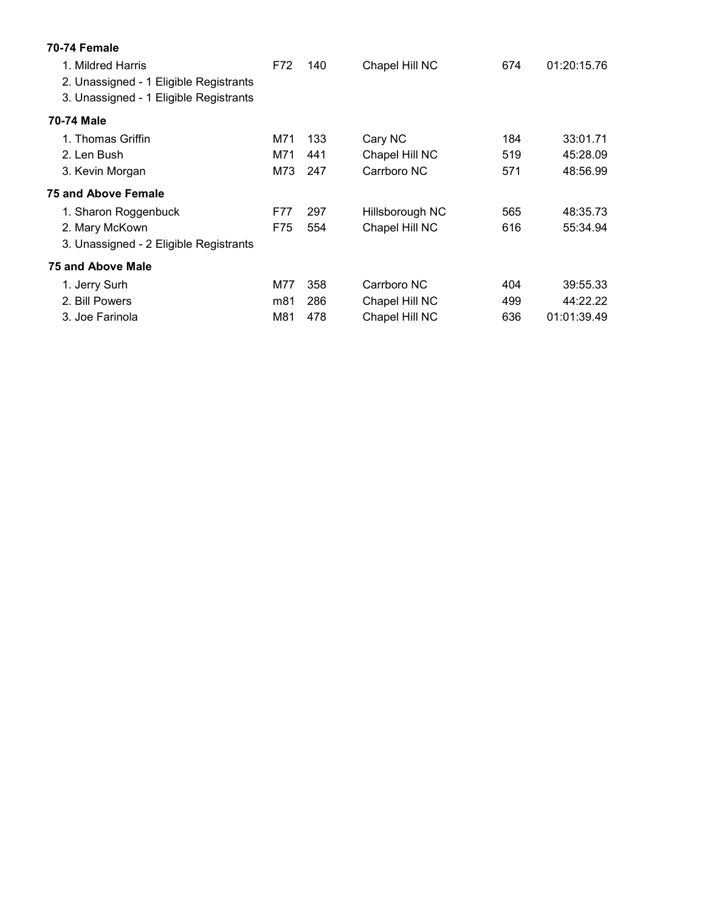**70-74 Female**

| | | | | | |
|---|---|---|---|---|---|
| 1. Mildred Harris | F72 | 140 | Chapel Hill NC | 674 | 01:20:15.76 |
| 2. Unassigned - 1 Eligible Registrants | | | | | |
| 3. Unassigned - 1 Eligible Registrants | | | | | |

**70-74 Male**

| | | | | | |
|---|---|---|---|---|---|
| 1. Thomas Griffin | M71 | 133 | Cary NC | 184 | 33:01.71 |
| 2. Len Bush | M71 | 441 | Chapel Hill NC | 519 | 45:28.09 |
| 3. Kevin Morgan | M73 | 247 | Carrboro NC | 571 | 48:56.99 |

**75 and Above Female**

| | | | | | |
|---|---|---|---|---|---|
| 1. Sharon Roggenbuck | F77 | 297 | Hillsborough NC | 565 | 48:35.73 |
| 2. Mary McKown | F75 | 554 | Chapel Hill NC | 616 | 55:34.94 |
| 3. Unassigned - 2 Eligible Registrants | | | | | |

**75 and Above Male**

| | | | | | |
|---|---|---|---|---|---|
| 1. Jerry Surh | M77 | 358 | Carrboro NC | 404 | 39:55.33 |
| 2. Bill Powers | m81 | 286 | Chapel Hill NC | 499 | 44:22.22 |
| 3. Joe Farinola | M81 | 478 | Chapel Hill NC | 636 | 01:01:39.49 |